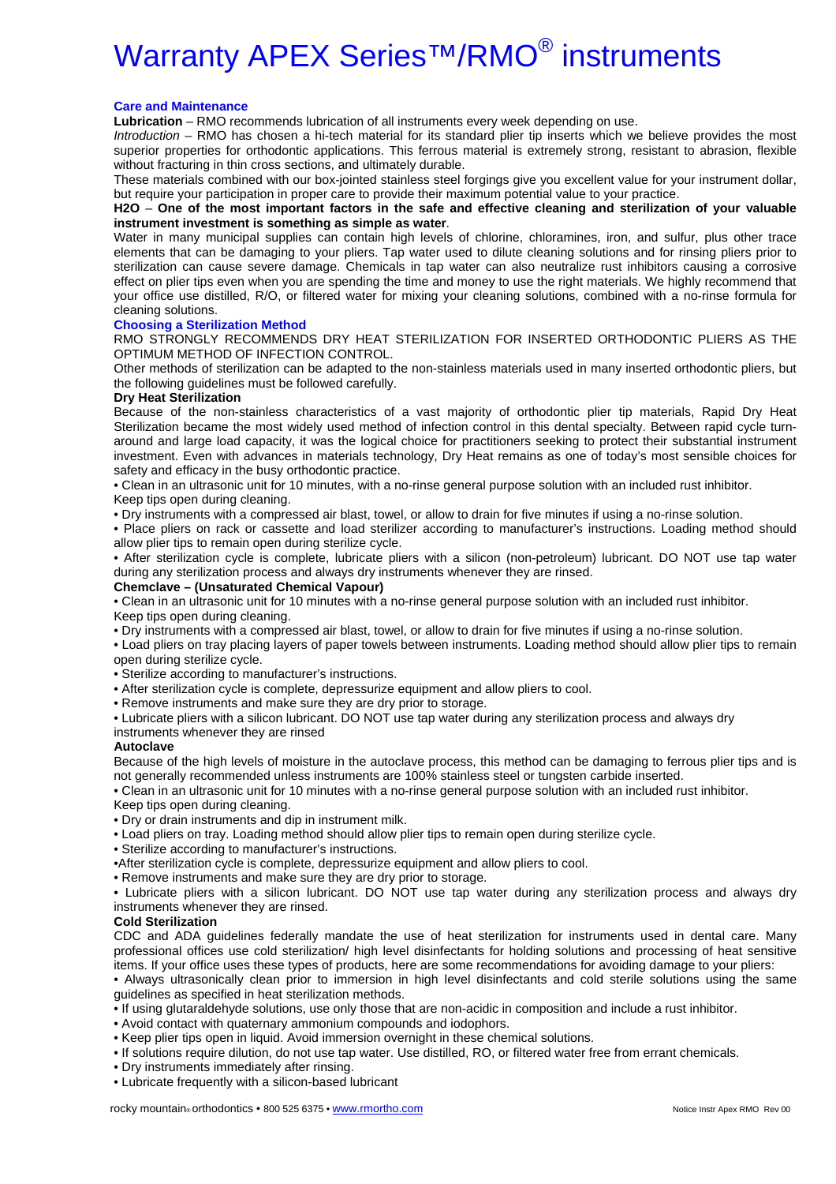# Warranty APEX Series™/RMO® instruments

## Care and Maintenance

**Lubrication** – RMO recommends lubrication of all instruments every week depending on use.

*Introduction* – RMO has chosen a hi-tech material for its standard plier tip inserts which we believe provides the most superior properties for orthodontic applications. This ferrous material is extremely strong, resistant to abrasion, flexible without fracturing in thin cross sections, and ultimately durable.

These materials combined with our box-jointed stainless steel forgings give you excellent value for your instrument dollar, but require your participation in proper care to provide their maximum potential value to your practice.

**H2O** – **One of the most important factors in the safe and effective cleaning and sterilization of your valuable instrument investment is something as simple as water**.

Water in many municipal supplies can contain high levels of chlorine, chloramines, iron, and sulfur, plus other trace elements that can be damaging to your pliers. Tap water used to dilute cleaning solutions and for rinsing pliers prior to sterilization can cause severe damage. Chemicals in tap water can also neutralize rust inhibitors causing a corrosive effect on plier tips even when you are spending the time and money to use the right materials. We highly recommend that your office use distilled, R/O, or filtered water for mixing your cleaning solutions, combined with a no-rinse formula for cleaning solutions.

## Choosing a Sterilization Method

RMO STRONGLY RECOMMENDS DRY HEAT STERILIZATION FOR INSERTED ORTHODONTIC PLIERS AS THE OPTIMUM METHOD OF INFECTION CONTROL.

Other methods of sterilization can be adapted to the non-stainless materials used in many inserted orthodontic pliers, but the following guidelines must be followed carefully.

### Dry Heat Sterilization

Because of the non-stainless characteristics of a vast majority of orthodontic plier tip materials, Rapid Dry Heat Sterilization became the most widely used method of infection control in this dental specialty. Between rapid cycle turn-around and large load capacity, it was the logical choice for practitioners seeking to protect their substantial instrument investment. Even with advances in materials technology, Dry Heat remains as one of today's most sensible choices for safety and efficacy in the busy orthodontic practice.

- Clean in an ultrasonic unit for 10 minutes, with a no-rinse general purpose solution with an included rust inhibitor. Keep tips open during cleaning.
- Dry instruments with a compressed air blast, towel, or allow to drain for five minutes if using a no-rinse solution.
- Place pliers on rack or cassette and load sterilizer according to manufacturer's instructions. Loading method should allow plier tips to remain open during sterilize cycle.
- After sterilization cycle is complete, lubricate pliers with a silicon (non-petroleum) lubricant. DO NOT use tap water during any sterilization process and always dry instruments whenever they are rinsed.

### Chemclave – (Unsaturated Chemical Vapour)

- Clean in an ultrasonic unit for 10 minutes with a no-rinse general purpose solution with an included rust inhibitor. Keep tips open during cleaning.
- Dry instruments with a compressed air blast, towel, or allow to drain for five minutes if using a no-rinse solution.
- Load pliers on tray placing layers of paper towels between instruments. Loading method should allow plier tips to remain open during sterilize cycle.
- Sterilize according to manufacturer's instructions.
- After sterilization cycle is complete, depressurize equipment and allow pliers to cool.
- Remove instruments and make sure they are dry prior to storage.
- Lubricate pliers with a silicon lubricant. DO NOT use tap water during any sterilization process and always dry instruments whenever they are rinsed

### Autoclave

Because of the high levels of moisture in the autoclave process, this method can be damaging to ferrous plier tips and is not generally recommended unless instruments are 100% stainless steel or tungsten carbide inserted.

- Clean in an ultrasonic unit for 10 minutes with a no-rinse general purpose solution with an included rust inhibitor. Keep tips open during cleaning.
- Dry or drain instruments and dip in instrument milk.
- Load pliers on tray. Loading method should allow plier tips to remain open during sterilize cycle.
- Sterilize according to manufacturer's instructions.
- After sterilization cycle is complete, depressurize equipment and allow pliers to cool.
- Remove instruments and make sure they are dry prior to storage.
- Lubricate pliers with a silicon lubricant. DO NOT use tap water during any sterilization process and always dry instruments whenever they are rinsed.

### Cold Sterilization

CDC and ADA guidelines federally mandate the use of heat sterilization for instruments used in dental care. Many professional offices use cold sterilization/ high level disinfectants for holding solutions and processing of heat sensitive items. If your office uses these types of products, here are some recommendations for avoiding damage to your pliers:

- Always ultrasonically clean prior to immersion in high level disinfectants and cold sterile solutions using the same guidelines as specified in heat sterilization methods.
- If using glutaraldehyde solutions, use only those that are non-acidic in composition and include a rust inhibitor.
- Avoid contact with quaternary ammonium compounds and iodophors.
- Keep plier tips open in liquid. Avoid immersion overnight in these chemical solutions.
- If solutions require dilution, do not use tap water. Use distilled, RO, or filtered water free from errant chemicals.
- Dry instruments immediately after rinsing.
- Lubricate frequently with a silicon-based lubricant

rocky mountain® orthodontics • 800 525 6375 • www.rmortho.com

Notice Instr Apex RMO Rev 00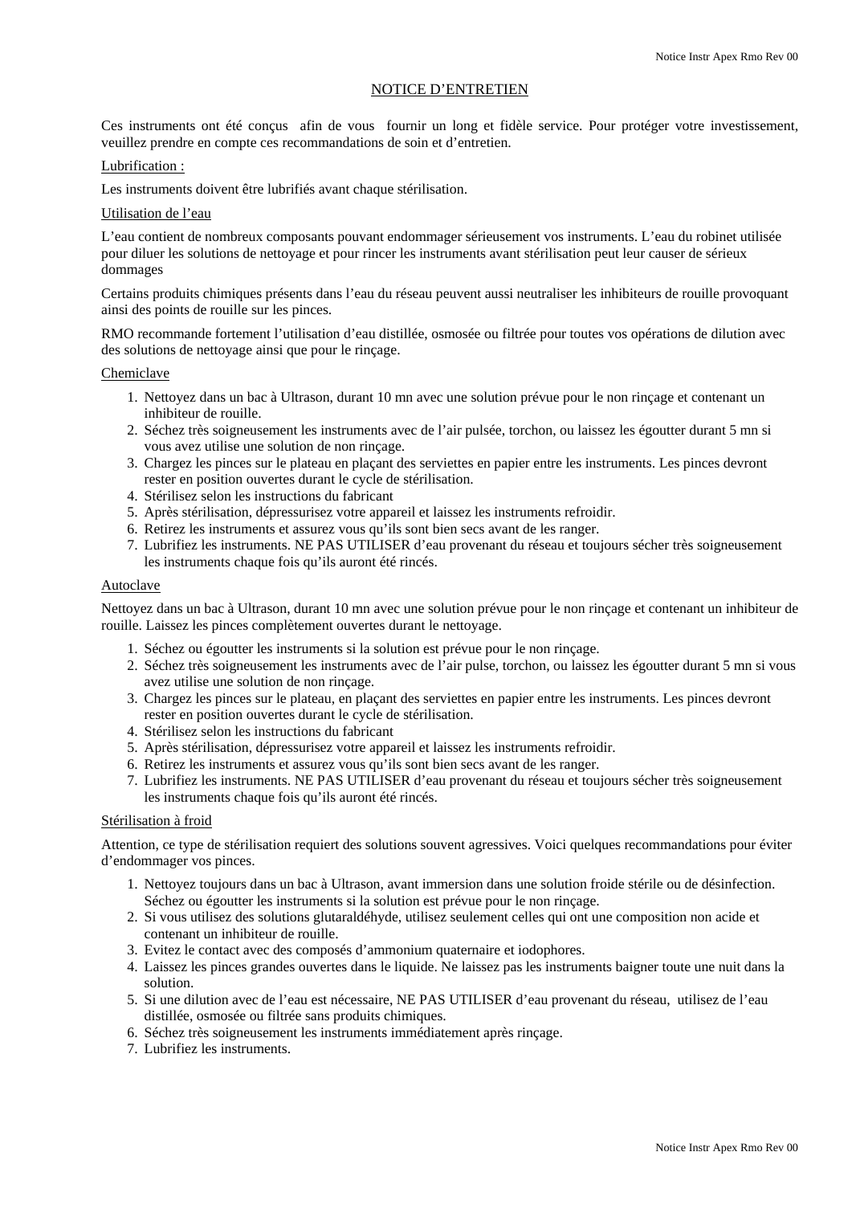## NOTICE D'ENTRETIEN

Ces instruments ont été conçus afin de vous fournir un long et fidèle service. Pour protéger votre investissement, veuillez prendre en compte ces recommandations de soin et d'entretien.

### Lubrification :

Les instruments doivent être lubrifiés avant chaque stérilisation.

### Utilisation de l'eau

L'eau contient de nombreux composants pouvant endommager sérieusement vos instruments. L'eau du robinet utilisée pour diluer les solutions de nettoyage et pour rincer les instruments avant stérilisation peut leur causer de sérieux dommages

Certains produits chimiques présents dans l'eau du réseau peuvent aussi neutraliser les inhibiteurs de rouille provoquant ainsi des points de rouille sur les pinces.

RMO recommande fortement l'utilisation d'eau distillée, osmosée ou filtrée pour toutes vos opérations de dilution avec des solutions de nettoyage ainsi que pour le rinçage.

### Chemiclave

1. Nettoyez dans un bac à Ultrason, durant 10 mn avec une solution prévue pour le non rinçage et contenant un inhibiteur de rouille.
2. Séchez très soigneusement les instruments avec de l'air pulsée, torchon, ou laissez les égoutter durant 5 mn si vous avez utilise une solution de non rinçage.
3. Chargez les pinces sur le plateau en plaçant des serviettes en papier entre les instruments. Les pinces devront rester en position ouvertes durant le cycle de stérilisation.
4. Stérilisez selon les instructions du fabricant
5. Après stérilisation, dépressurisez votre appareil et laissez les instruments refroidir.
6. Retirez les instruments et assurez vous qu'ils sont bien secs avant de les ranger.
7. Lubrifiez les instruments. NE PAS UTILISER d'eau provenant du réseau et toujours sécher très soigneusement les instruments chaque fois qu'ils auront été rincés.

### Autoclave

Nettoyez dans un bac à Ultrason, durant 10 mn avec une solution prévue pour le non rinçage et contenant un inhibiteur de rouille. Laissez les pinces complètement ouvertes durant le nettoyage.

1. Séchez ou égoutter les instruments si la solution est prévue pour le non rinçage.
2. Séchez très soigneusement les instruments avec de l'air pulse, torchon, ou laissez les égoutter durant 5 mn si vous avez utilise une solution de non rinçage.
3. Chargez les pinces sur le plateau, en plaçant des serviettes en papier entre les instruments. Les pinces devront rester en position ouvertes durant le cycle de stérilisation.
4. Stérilisez selon les instructions du fabricant
5. Après stérilisation, dépressurisez votre appareil et laissez les instruments refroidir.
6. Retirez les instruments et assurez vous qu'ils sont bien secs avant de les ranger.
7. Lubrifiez les instruments. NE PAS UTILISER d'eau provenant du réseau et toujours sécher très soigneusement les instruments chaque fois qu'ils auront été rincés.

### Stérilisation à froid

Attention, ce type de stérilisation requiert des solutions souvent agressives. Voici quelques recommandations pour éviter d'endommager vos pinces.

1. Nettoyez toujours dans un bac à Ultrason, avant immersion dans une solution froide stérile ou de désinfection. Séchez ou égoutter les instruments si la solution est prévue pour le non rinçage.
2. Si vous utilisez des solutions glutaraldéhyde, utilisez seulement celles qui ont une composition non acide et contenant un inhibiteur de rouille.
3. Evitez le contact avec des composés d'ammonium quaternaire et iodophores.
4. Laissez les pinces grandes ouvertes dans le liquide. Ne laissez pas les instruments baigner toute une nuit dans la solution.
5. Si une dilution avec de l'eau est nécessaire, NE PAS UTILISER d'eau provenant du réseau, utilisez de l'eau distillée, osmosée ou filtrée sans produits chimiques.
6. Séchez très soigneusement les instruments immédiatement après rinçage.
7. Lubrifiez les instruments.